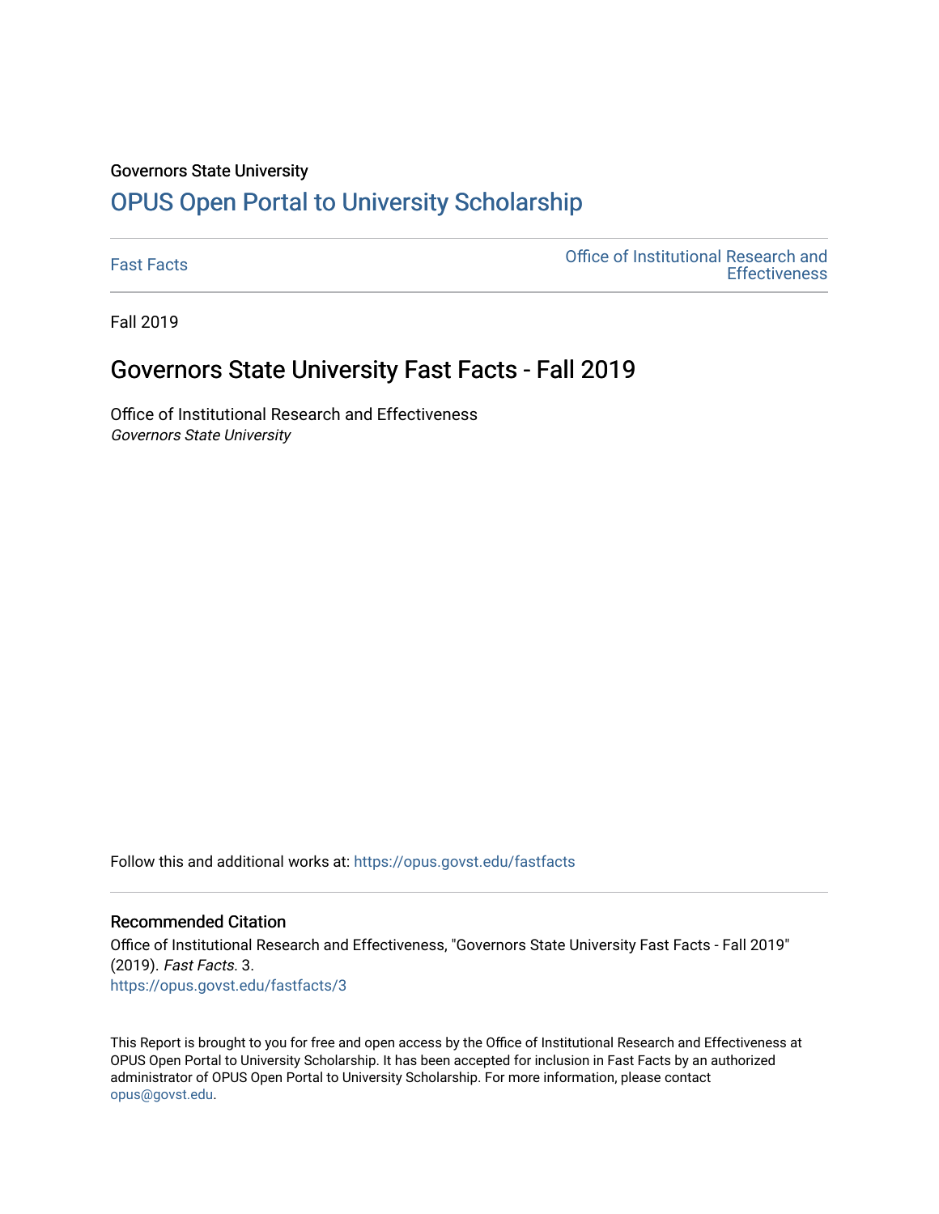Governors State University

# [OPUS Open Portal to University Scholarship](https://opus.govst.edu/)

[Fast Facts](https://opus.govst.edu/fastfacts) | [Office of Institutional Research and Effectiveness](https://opus.govst.edu/oire)

Fall 2019

## Governors State University Fast Facts - Fall 2019

Office of Institutional Research and Effectiveness
*Governors State University*

Follow this and additional works at: https://opus.govst.edu/fastfacts

### Recommended Citation

Office of Institutional Research and Effectiveness, "Governors State University Fast Facts - Fall 2019" (2019). *Fast Facts*. 3.
https://opus.govst.edu/fastfacts/3

This Report is brought to you for free and open access by the Office of Institutional Research and Effectiveness at OPUS Open Portal to University Scholarship. It has been accepted for inclusion in Fast Facts by an authorized administrator of OPUS Open Portal to University Scholarship. For more information, please contact opus@govst.edu.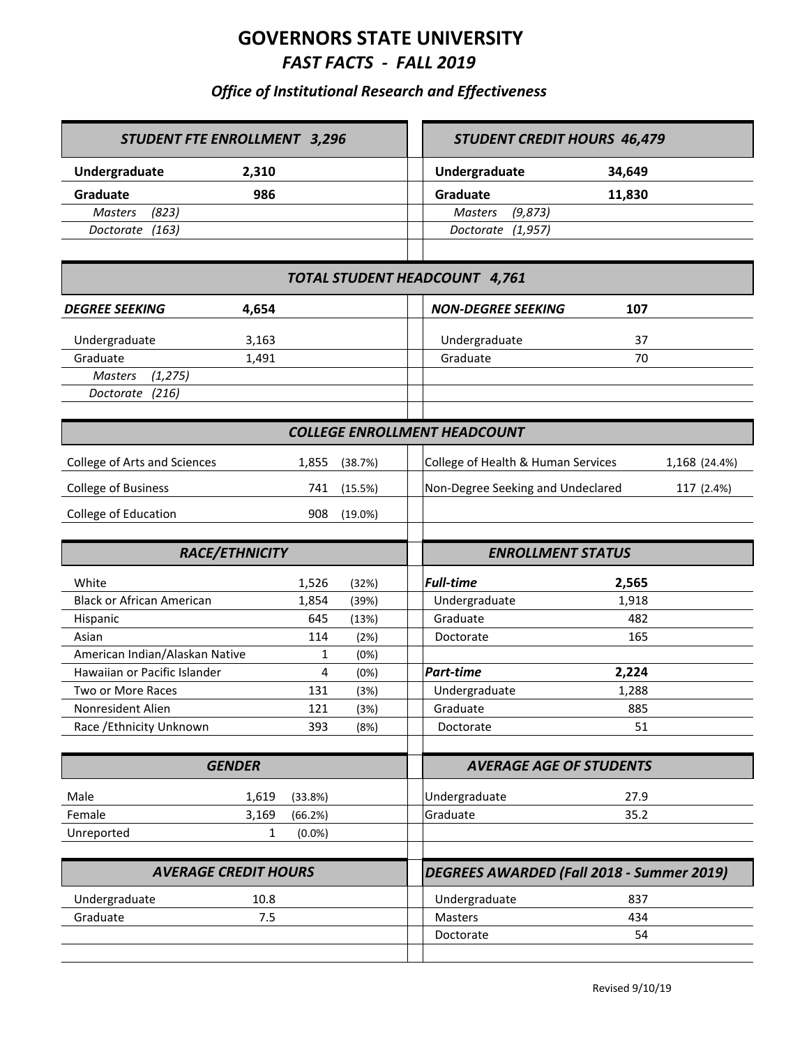# GOVERNORS STATE UNIVERSITY

## *FAST FACTS - FALL 2019*

### *Office of Institutional Research and Effectiveness*

| *STUDENT FTE ENROLLMENT 3,296* | |
|---|---|
| **Undergraduate** | **2,310** |
| **Graduate** | **986** |
| *Masters (823)* | |
| *Doctorate (163)* | |

| *STUDENT CREDIT HOURS 46,479* | |
|---|---|
| **Undergraduate** | **34,649** |
| **Graduate** | **11,830** |
| *Masters (9,873)* | |
| *Doctorate (1,957)* | |

## *TOTAL STUDENT HEADCOUNT 4,761*

| ***DEGREE SEEKING*** | **4,654** |
|---|---|
| Undergraduate | 3,163 |
| Graduate | 1,491 |
| *Masters (1,275)* | |
| *Doctorate (216)* | |

| ***NON-DEGREE SEEKING*** | **107** |
|---|---|
| Undergraduate | 37 |
| Graduate | 70 |

## *COLLEGE ENROLLMENT HEADCOUNT*

| | | |
|---|---|---|
| College of Arts and Sciences | 1,855 | (38.7%) |
| College of Business | 741 | (15.5%) |
| College of Education | 908 | (19.0%) |
| College of Health & Human Services | 1,168 | (24.4%) |
| Non-Degree Seeking and Undeclared | 117 | (2.4%) |

| *RACE/ETHNICITY* | | |
|---|---|---|
| White | 1,526 | (32%) |
| Black or African American | 1,854 | (39%) |
| Hispanic | 645 | (13%) |
| Asian | 114 | (2%) |
| American Indian/Alaskan Native | 1 | (0%) |
| Hawaiian or Pacific Islander | 4 | (0%) |
| Two or More Races | 131 | (3%) |
| Nonresident Alien | 121 | (3%) |
| Race /Ethnicity Unknown | 393 | (8%) |

| *ENROLLMENT STATUS* | |
|---|---|
| ***Full-time*** | **2,565** |
| Undergraduate | 1,918 |
| Graduate | 482 |
| Doctorate | 165 |
| ***Part-time*** | **2,224** |
| Undergraduate | 1,288 |
| Graduate | 885 |
| Doctorate | 51 |

| *GENDER* | | |
|---|---|---|
| Male | 1,619 | (33.8%) |
| Female | 3,169 | (66.2%) |
| Unreported | 1 | (0.0%) |

| *AVERAGE AGE OF STUDENTS* | |
|---|---|
| Undergraduate | 27.9 |
| Graduate | 35.2 |

| *AVERAGE CREDIT HOURS* | |
|---|---|
| Undergraduate | 10.8 |
| Graduate | 7.5 |

| *DEGREES AWARDED (Fall 2018 - Summer 2019)* | |
|---|---|
| Undergraduate | 837 |
| Masters | 434 |
| Doctorate | 54 |

Revised 9/10/19